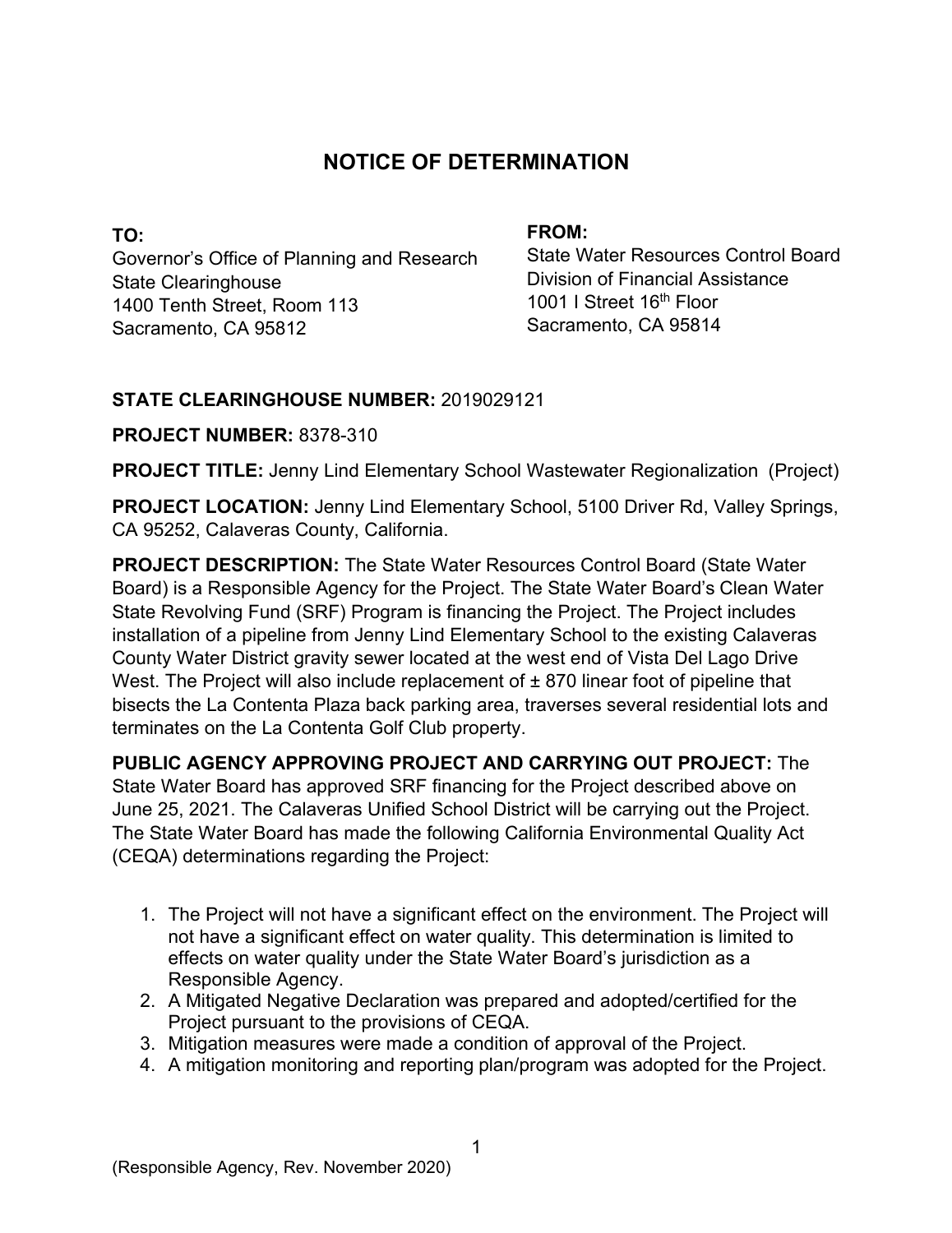# NOTICE OF DETERMINATION

**TO:**
Governor's Office of Planning and Research
State Clearinghouse
1400 Tenth Street, Room 113
Sacramento, CA 95812

**FROM:**
State Water Resources Control Board
Division of Financial Assistance
1001 I Street 16th Floor
Sacramento, CA 95814

**STATE CLEARINGHOUSE NUMBER:** 2019029121

**PROJECT NUMBER:** 8378-310

**PROJECT TITLE:** Jenny Lind Elementary School Wastewater Regionalization (Project)

**PROJECT LOCATION:** Jenny Lind Elementary School, 5100 Driver Rd, Valley Springs, CA 95252, Calaveras County, California.

**PROJECT DESCRIPTION:** The State Water Resources Control Board (State Water Board) is a Responsible Agency for the Project. The State Water Board's Clean Water State Revolving Fund (SRF) Program is financing the Project. The Project includes installation of a pipeline from Jenny Lind Elementary School to the existing Calaveras County Water District gravity sewer located at the west end of Vista Del Lago Drive West. The Project will also include replacement of ± 870 linear foot of pipeline that bisects the La Contenta Plaza back parking area, traverses several residential lots and terminates on the La Contenta Golf Club property.

**PUBLIC AGENCY APPROVING PROJECT AND CARRYING OUT PROJECT:** The State Water Board has approved SRF financing for the Project described above on June 25, 2021. The Calaveras Unified School District will be carrying out the Project. The State Water Board has made the following California Environmental Quality Act (CEQA) determinations regarding the Project:

1. The Project will not have a significant effect on the environment. The Project will not have a significant effect on water quality. This determination is limited to effects on water quality under the State Water Board's jurisdiction as a Responsible Agency.
2. A Mitigated Negative Declaration was prepared and adopted/certified for the Project pursuant to the provisions of CEQA.
3. Mitigation measures were made a condition of approval of the Project.
4. A mitigation monitoring and reporting plan/program was adopted for the Project.

(Responsible Agency, Rev. November 2020)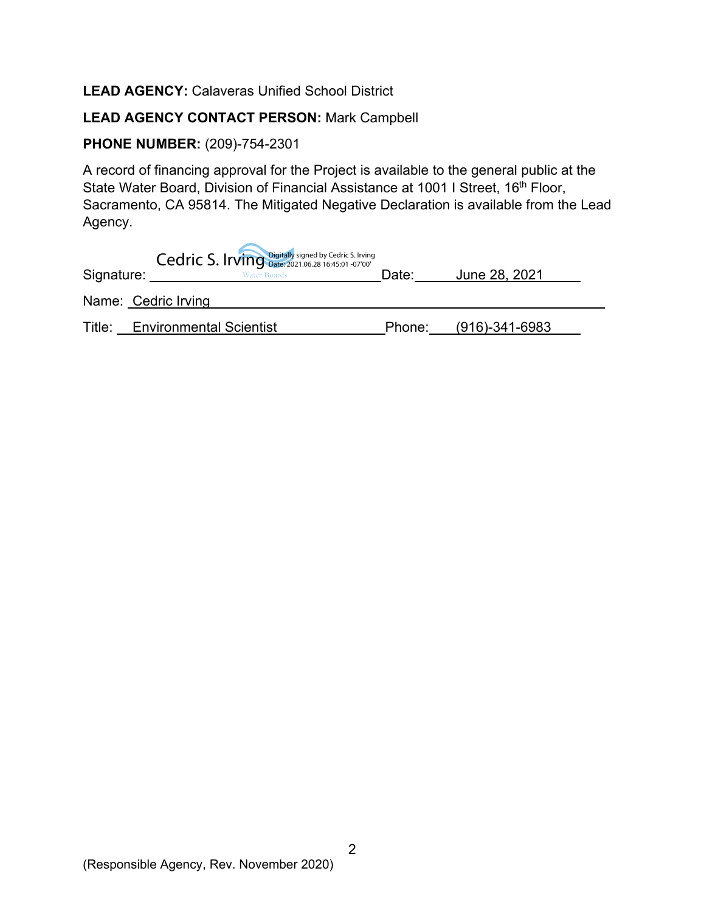**LEAD AGENCY:** Calaveras Unified School District

**LEAD AGENCY CONTACT PERSON:** Mark Campbell

**PHONE NUMBER:** (209)-754-2301

A record of financing approval for the Project is available to the general public at the State Water Board, Division of Financial Assistance at 1001 I Street, 16th Floor, Sacramento, CA 95814. The Mitigated Negative Declaration is available from the Lead Agency.

Signature: Cedric S. Irving Digitally signed by Cedric S. Irving Date: 2021.06.28 16:45:01 -07'00' Date: June 28, 2021

Name: Cedric Irving

Title: Environmental Scientist Phone: (916)-341-6983

(Responsible Agency, Rev. November 2020)